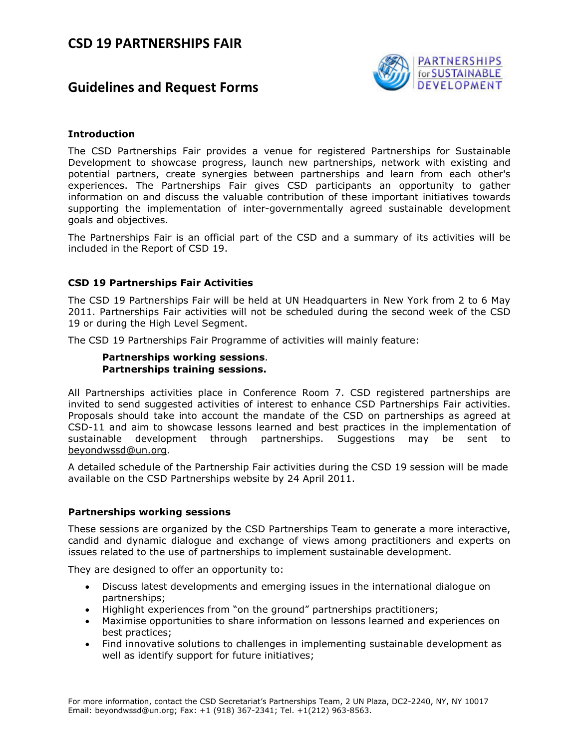# CSD 19 PARTNERSHIPS FAIR

## Guidelines and Request Forms

### Introduction

The CSD Partnerships Fair provides a venue for registered Partnerships for Sustainable Development to showcase progress, launch new partnerships, network with existing and potential partners, create synergies between partnerships and learn from each other's experiences. The Partnerships Fair gives CSD participants an opportunity to gather information on and discuss the valuable contribution of these important initiatives towards supporting the implementation of inter-governmentally agreed sustainable development goals and objectives.

The Partnerships Fair is an official part of the CSD and a summary of its activities will be included in the Report of CSD 19.

### CSD 19 Partnerships Fair Activities

The CSD 19 Partnerships Fair will be held at UN Headquarters in New York from 2 to 6 May 2011. Partnerships Fair activities will not be scheduled during the second week of the CSD 19 or during the High Level Segment.

The CSD 19 Partnerships Fair Programme of activities will mainly feature:

**Partnerships working sessions**.
**Partnerships training sessions.**

All Partnerships activities place in Conference Room 7. CSD registered partnerships are invited to send suggested activities of interest to enhance CSD Partnerships Fair activities. Proposals should take into account the mandate of the CSD on partnerships as agreed at CSD-11 and aim to showcase lessons learned and best practices in the implementation of sustainable development through partnerships. Suggestions may be sent to beyondwssd@un.org.

A detailed schedule of the Partnership Fair activities during the CSD 19 session will be made available on the CSD Partnerships website by 24 April 2011.

### Partnerships working sessions

These sessions are organized by the CSD Partnerships Team to generate a more interactive, candid and dynamic dialogue and exchange of views among practitioners and experts on issues related to the use of partnerships to implement sustainable development.

They are designed to offer an opportunity to:

- Discuss latest developments and emerging issues in the international dialogue on partnerships;
- Highlight experiences from "on the ground" partnerships practitioners;
- Maximise opportunities to share information on lessons learned and experiences on best practices;
- Find innovative solutions to challenges in implementing sustainable development as well as identify support for future initiatives;

For more information, contact the CSD Secretariat's Partnerships Team, 2 UN Plaza, DC2-2240, NY, NY 10017
Email: beyondwssd@un.org; Fax: +1 (918) 367-2341; Tel. +1(212) 963-8563.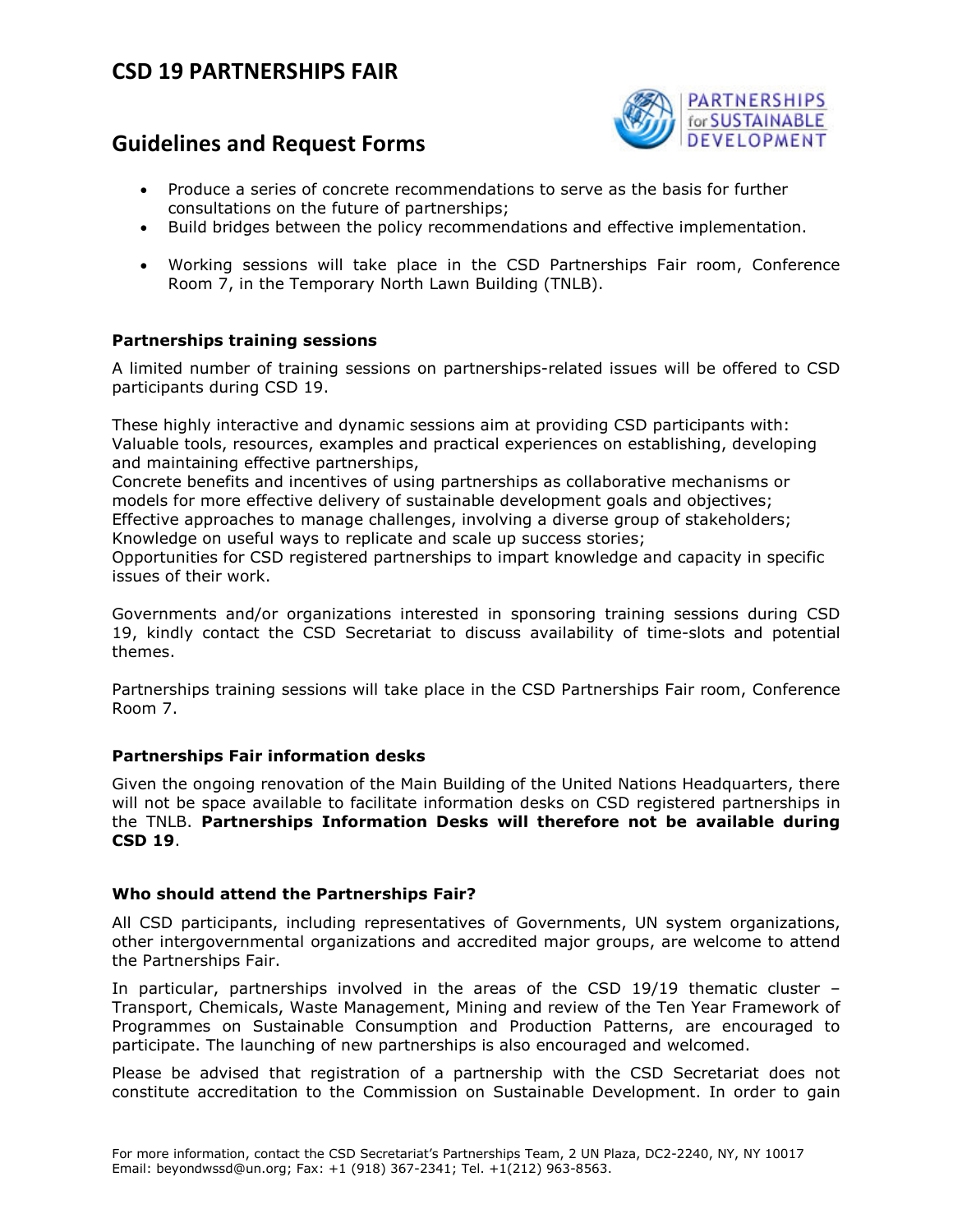# CSD 19 PARTNERSHIPS FAIR

## Guidelines and Request Forms

- Produce a series of concrete recommendations to serve as the basis for further consultations on the future of partnerships;
- Build bridges between the policy recommendations and effective implementation.

- Working sessions will take place in the CSD Partnerships Fair room, Conference Room 7, in the Temporary North Lawn Building (TNLB).

**Partnerships training sessions**

A limited number of training sessions on partnerships-related issues will be offered to CSD participants during CSD 19.

These highly interactive and dynamic sessions aim at providing CSD participants with:
Valuable tools, resources, examples and practical experiences on establishing, developing and maintaining effective partnerships,
Concrete benefits and incentives of using partnerships as collaborative mechanisms or models for more effective delivery of sustainable development goals and objectives;
Effective approaches to manage challenges, involving a diverse group of stakeholders;
Knowledge on useful ways to replicate and scale up success stories;
Opportunities for CSD registered partnerships to impart knowledge and capacity in specific issues of their work.

Governments and/or organizations interested in sponsoring training sessions during CSD 19, kindly contact the CSD Secretariat to discuss availability of time-slots and potential themes.

Partnerships training sessions will take place in the CSD Partnerships Fair room, Conference Room 7.

**Partnerships Fair information desks**

Given the ongoing renovation of the Main Building of the United Nations Headquarters, there will not be space available to facilitate information desks on CSD registered partnerships in the TNLB. **Partnerships Information Desks will therefore not be available during CSD 19**.

**Who should attend the Partnerships Fair?**

All CSD participants, including representatives of Governments, UN system organizations, other intergovernmental organizations and accredited major groups, are welcome to attend the Partnerships Fair.

In particular, partnerships involved in the areas of the CSD 19/19 thematic cluster – Transport, Chemicals, Waste Management, Mining and review of the Ten Year Framework of Programmes on Sustainable Consumption and Production Patterns, are encouraged to participate. The launching of new partnerships is also encouraged and welcomed.

Please be advised that registration of a partnership with the CSD Secretariat does not constitute accreditation to the Commission on Sustainable Development. In order to gain

For more information, contact the CSD Secretariat's Partnerships Team, 2 UN Plaza, DC2-2240, NY, NY 10017
Email: beyondwssd@un.org; Fax: +1 (918) 367-2341; Tel. +1(212) 963-8563.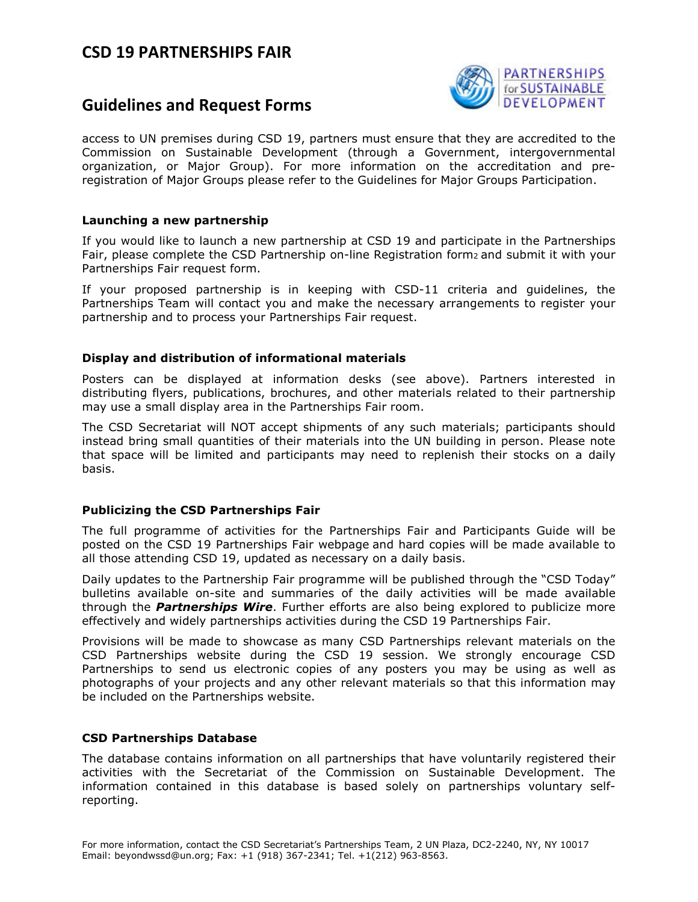access to UN premises during CSD 19, partners must ensure that they are accredited to the Commission on Sustainable Development (through a Government, intergovernmental organization, or Major Group). For more information on the accreditation and pre-registration of Major Groups please refer to the Guidelines for Major Groups Participation.

#### Launching a new partnership

If you would like to launch a new partnership at CSD 19 and participate in the Partnerships Fair, please complete the CSD Partnership on-line Registration form[2] and submit it with your Partnerships Fair request form.

If your proposed partnership is in keeping with CSD-11 criteria and guidelines, the Partnerships Team will contact you and make the necessary arrangements to register your partnership and to process your Partnerships Fair request.

#### Display and distribution of informational materials

Posters can be displayed at information desks (see above). Partners interested in distributing flyers, publications, brochures, and other materials related to their partnership may use a small display area in the Partnerships Fair room.

The CSD Secretariat will NOT accept shipments of any such materials; participants should instead bring small quantities of their materials into the UN building in person. Please note that space will be limited and participants may need to replenish their stocks on a daily basis.

#### Publicizing the CSD Partnerships Fair

The full programme of activities for the Partnerships Fair and Participants Guide will be posted on the CSD 19 Partnerships Fair webpage and hard copies will be made available to all those attending CSD 19, updated as necessary on a daily basis.

Daily updates to the Partnership Fair programme will be published through the "CSD Today" bulletins available on-site and summaries of the daily activities will be made available through the ***Partnerships Wire***. Further efforts are also being explored to publicize more effectively and widely partnerships activities during the CSD 19 Partnerships Fair.

Provisions will be made to showcase as many CSD Partnerships relevant materials on the CSD Partnerships website during the CSD 19 session. We strongly encourage CSD Partnerships to send us electronic copies of any posters you may be using as well as photographs of your projects and any other relevant materials so that this information may be included on the Partnerships website.

#### CSD Partnerships Database

The database contains information on all partnerships that have voluntarily registered their activities with the Secretariat of the Commission on Sustainable Development. The information contained in this database is based solely on partnerships voluntary self-reporting.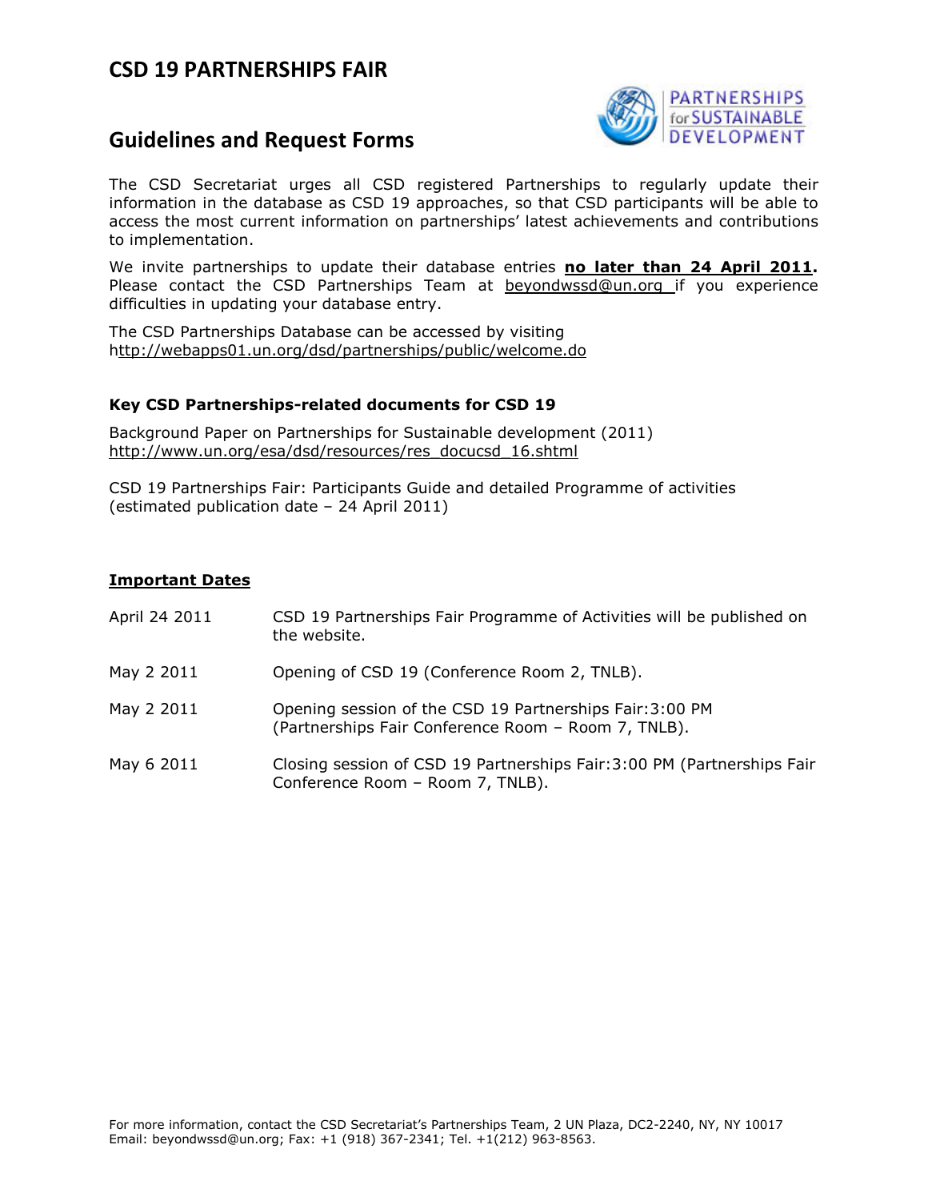# CSD 19 PARTNERSHIPS FAIR

## Guidelines and Request Forms

The CSD Secretariat urges all CSD registered Partnerships to regularly update their information in the database as CSD 19 approaches, so that CSD participants will be able to access the most current information on partnerships' latest achievements and contributions to implementation.

We invite partnerships to update their database entries **no later than 24 April 2011.** Please contact the CSD Partnerships Team at beyondwssd@un.org if you experience difficulties in updating your database entry.

The CSD Partnerships Database can be accessed by visiting http://webapps01.un.org/dsd/partnerships/public/welcome.do

### Key CSD Partnerships-related documents for CSD 19

Background Paper on Partnerships for Sustainable development (2011)
http://www.un.org/esa/dsd/resources/res_docucsd_16.shtml

CSD 19 Partnerships Fair: Participants Guide and detailed Programme of activities (estimated publication date – 24 April 2011)

### Important Dates

| | |
|---|---|
| April 24 2011 | CSD 19 Partnerships Fair Programme of Activities will be published on the website. |
| May 2 2011 | Opening of CSD 19 (Conference Room 2, TNLB). |
| May 2 2011 | Opening session of the CSD 19 Partnerships Fair: 3:00 PM (Partnerships Fair Conference Room – Room 7, TNLB). |
| May 6 2011 | Closing session of CSD 19 Partnerships Fair: 3:00 PM (Partnerships Fair Conference Room – Room 7, TNLB). |

For more information, contact the CSD Secretariat's Partnerships Team, 2 UN Plaza, DC2-2240, NY, NY 10017
Email: beyondwssd@un.org; Fax: +1 (918) 367-2341; Tel. +1(212) 963-8563.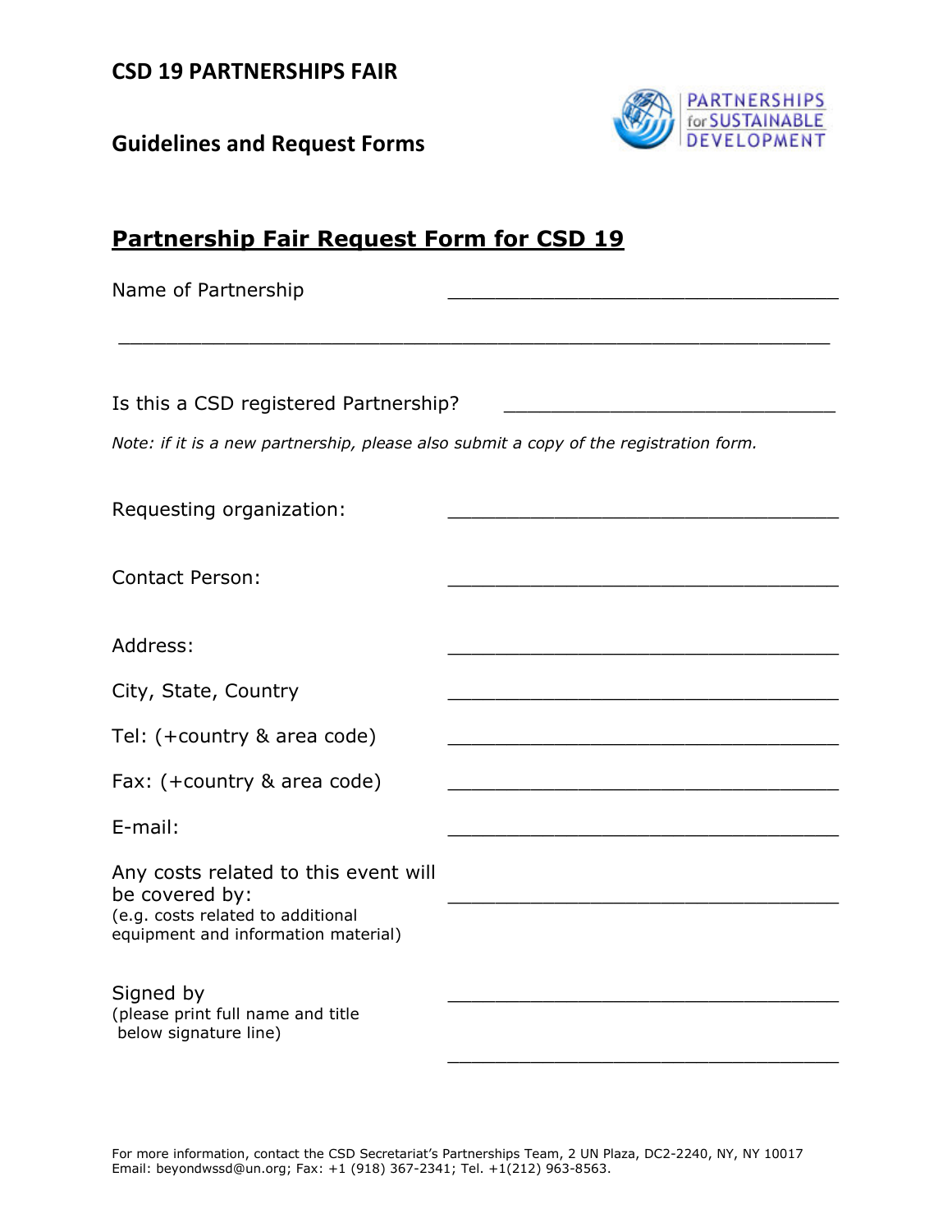# CSD 19 PARTNERSHIPS FAIR

## Guidelines and Request Forms

PARTNERSHIPS for SUSTAINABLE DEVELOPMENT

## Partnership Fair Request Form for CSD 19

Name of Partnership ______________________________

______________________________________________________________

Is this a CSD registered Partnership? ______________________________

*Note: if it is a new partnership, please also submit a copy of the registration form.*

Requesting organization: ______________________________

Contact Person: ______________________________

Address: ______________________________

City, State, Country ______________________________

Tel: (+country & area code) ______________________________

Fax: (+country & area code) ______________________________

E-mail: ______________________________

Any costs related to this event will be covered by: ______________________________
(e.g. costs related to additional equipment and information material)

Signed by ______________________________
(please print full name and title below signature line)

______________________________

For more information, contact the CSD Secretariat's Partnerships Team, 2 UN Plaza, DC2-2240, NY, NY 10017
Email: beyondwssd@un.org; Fax: +1 (918) 367-2341; Tel. +1(212) 963-8563.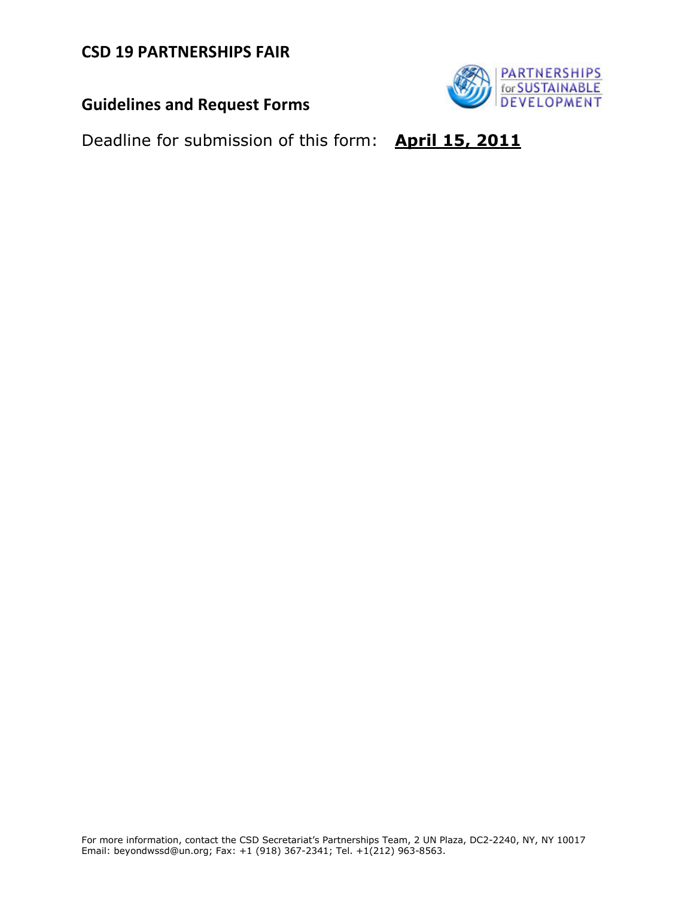# CSD 19 PARTNERSHIPS FAIR

## Guidelines and Request Forms

PARTNERSHIPS for SUSTAINABLE DEVELOPMENT

Deadline for submission of this form: **April 15, 2011**

For more information, contact the CSD Secretariat's Partnerships Team, 2 UN Plaza, DC2-2240, NY, NY 10017
Email: beyondwssd@un.org; Fax: +1 (918) 367-2341; Tel. +1(212) 963-8563.